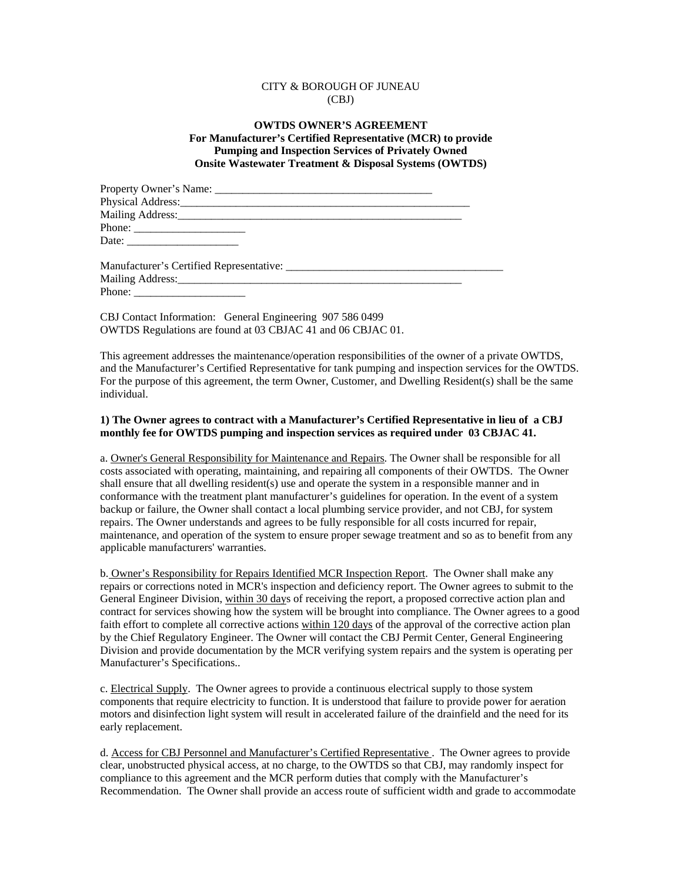CITY & BOROUGH OF JUNEAU
(CBJ)

**OWTDS OWNER'S AGREEMENT**
**For Manufacturer's Certified Representative (MCR) to provide Pumping and Inspection Services of Privately Owned Onsite Wastewater Treatment & Disposal Systems (OWTDS)**

Property Owner's Name: _______________________________________
Physical Address:_____________________________________________________
Mailing Address:____________________________________________________
Phone: ____________________
Date: ____________________

Manufacturer's Certified Representative: _______________________________________
Mailing Address:____________________________________________________
Phone: ____________________

CBJ Contact Information: General Engineering 907 586 0499
OWTDS Regulations are found at 03 CBJAC 41 and 06 CBJAC 01.

This agreement addresses the maintenance/operation responsibilities of the owner of a private OWTDS, and the Manufacturer's Certified Representative for tank pumping and inspection services for the OWTDS. For the purpose of this agreement, the term Owner, Customer, and Dwelling Resident(s) shall be the same individual.

**1) The Owner agrees to contract with a Manufacturer's Certified Representative in lieu of a CBJ monthly fee for OWTDS pumping and inspection services as required under 03 CBJAC 41.**

a. <u>Owner's General Responsibility for Maintenance and Repairs</u>. The Owner shall be responsible for all costs associated with operating, maintaining, and repairing all components of their OWTDS. The Owner shall ensure that all dwelling resident(s) use and operate the system in a responsible manner and in conformance with the treatment plant manufacturer's guidelines for operation. In the event of a system backup or failure, the Owner shall contact a local plumbing service provider, and not CBJ, for system repairs. The Owner understands and agrees to be fully responsible for all costs incurred for repair, maintenance, and operation of the system to ensure proper sewage treatment and so as to benefit from any applicable manufacturers' warranties.

b. <u>Owner's Responsibility for Repairs Identified MCR Inspection Report</u>. The Owner shall make any repairs or corrections noted in MCR's inspection and deficiency report. The Owner agrees to submit to the General Engineer Division, <u>within 30 days</u> of receiving the report, a proposed corrective action plan and contract for services showing how the system will be brought into compliance. The Owner agrees to a good faith effort to complete all corrective actions <u>within 120 days</u> of the approval of the corrective action plan by the Chief Regulatory Engineer. The Owner will contact the CBJ Permit Center, General Engineering Division and provide documentation by the MCR verifying system repairs and the system is operating per Manufacturer's Specifications..

c. <u>Electrical Supply</u>. The Owner agrees to provide a continuous electrical supply to those system components that require electricity to function. It is understood that failure to provide power for aeration motors and disinfection light system will result in accelerated failure of the drainfield and the need for its early replacement.

d. <u>Access for CBJ Personnel and Manufacturer's Certified Representative</u> . The Owner agrees to provide clear, unobstructed physical access, at no charge, to the OWTDS so that CBJ, may randomly inspect for compliance to this agreement and the MCR perform duties that comply with the Manufacturer's Recommendation. The Owner shall provide an access route of sufficient width and grade to accommodate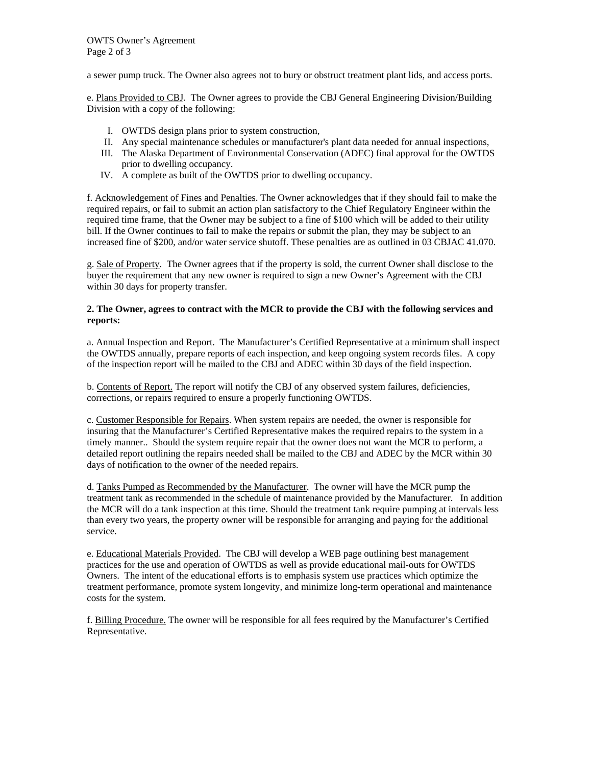a sewer pump truck. The Owner also agrees not to bury or obstruct treatment plant lids, and access ports.

e. Plans Provided to CBJ. The Owner agrees to provide the CBJ General Engineering Division/Building Division with a copy of the following:

I. OWTDS design plans prior to system construction,
II. Any special maintenance schedules or manufacturer's plant data needed for annual inspections,
III. The Alaska Department of Environmental Conservation (ADEC) final approval for the OWTDS prior to dwelling occupancy.
IV. A complete as built of the OWTDS prior to dwelling occupancy.

f. Acknowledgement of Fines and Penalties. The Owner acknowledges that if they should fail to make the required repairs, or fail to submit an action plan satisfactory to the Chief Regulatory Engineer within the required time frame, that the Owner may be subject to a fine of $100 which will be added to their utility bill. If the Owner continues to fail to make the repairs or submit the plan, they may be subject to an increased fine of $200, and/or water service shutoff. These penalties are as outlined in 03 CBJAC 41.070.

g. Sale of Property. The Owner agrees that if the property is sold, the current Owner shall disclose to the buyer the requirement that any new owner is required to sign a new Owner's Agreement with the CBJ within 30 days for property transfer.

**2. The Owner, agrees to contract with the MCR to provide the CBJ with the following services and reports:**

a. Annual Inspection and Report. The Manufacturer's Certified Representative at a minimum shall inspect the OWTDS annually, prepare reports of each inspection, and keep ongoing system records files. A copy of the inspection report will be mailed to the CBJ and ADEC within 30 days of the field inspection.

b. Contents of Report. The report will notify the CBJ of any observed system failures, deficiencies, corrections, or repairs required to ensure a properly functioning OWTDS.

c. Customer Responsible for Repairs. When system repairs are needed, the owner is responsible for insuring that the Manufacturer's Certified Representative makes the required repairs to the system in a timely manner.. Should the system require repair that the owner does not want the MCR to perform, a detailed report outlining the repairs needed shall be mailed to the CBJ and ADEC by the MCR within 30 days of notification to the owner of the needed repairs.

d. Tanks Pumped as Recommended by the Manufacturer. The owner will have the MCR pump the treatment tank as recommended in the schedule of maintenance provided by the Manufacturer. In addition the MCR will do a tank inspection at this time. Should the treatment tank require pumping at intervals less than every two years, the property owner will be responsible for arranging and paying for the additional service.

e. Educational Materials Provided. The CBJ will develop a WEB page outlining best management practices for the use and operation of OWTDS as well as provide educational mail-outs for OWTDS Owners. The intent of the educational efforts is to emphasis system use practices which optimize the treatment performance, promote system longevity, and minimize long-term operational and maintenance costs for the system.

f. Billing Procedure. The owner will be responsible for all fees required by the Manufacturer's Certified Representative.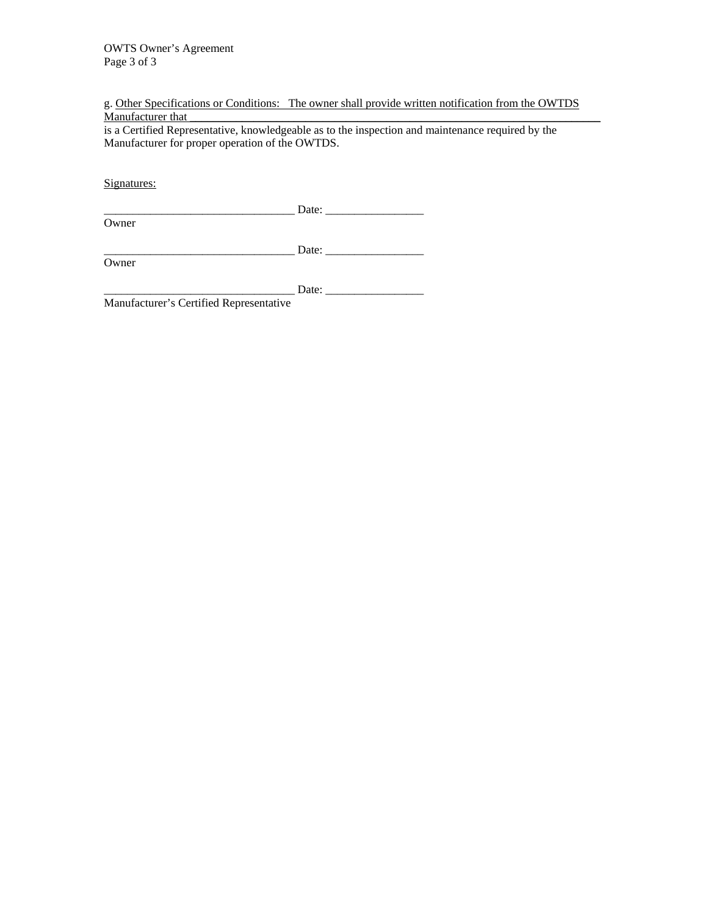g. Other Specifications or Conditions: The owner shall provide written notification from the OWTDS Manufacturer that ______________________________________________________________________ is a Certified Representative, knowledgeable as to the inspection and maintenance required by the Manufacturer for proper operation of the OWTDS.

Signatures:

________________________________ Date: _________________
Owner

________________________________ Date: _________________
Owner

________________________________ Date: _________________
Manufacturer's Certified Representative